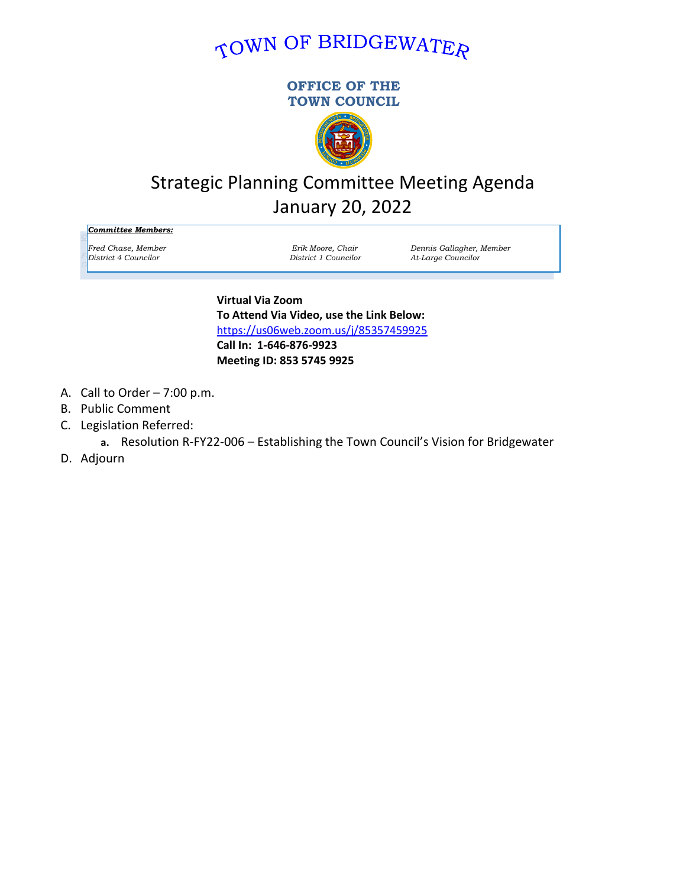# TOWN OF BRIDGEWATER

**OFFICE OF THE TOWN COUNCIL**

## Strategic Planning Committee Meeting Agenda
## January 20, 2022

***Committee Members:***

| | | |
|---|---|---|
| *Fred Chase, Member* | *Erik Moore, Chair* | *Dennis Gallagher, Member* |
| *District 4 Councilor* | *District 1 Councilor* | *At-Large Councilor* |

**Virtual Via Zoom**
**To Attend Via Video, use the Link Below:**
https://us06web.zoom.us/j/85357459925
**Call In: 1-646-876-9923**
**Meeting ID: 853 5745 9925**

A. Call to Order – 7:00 p.m.
B. Public Comment
C. Legislation Referred:
   **a.** Resolution R-FY22-006 – Establishing the Town Council's Vision for Bridgewater
D. Adjourn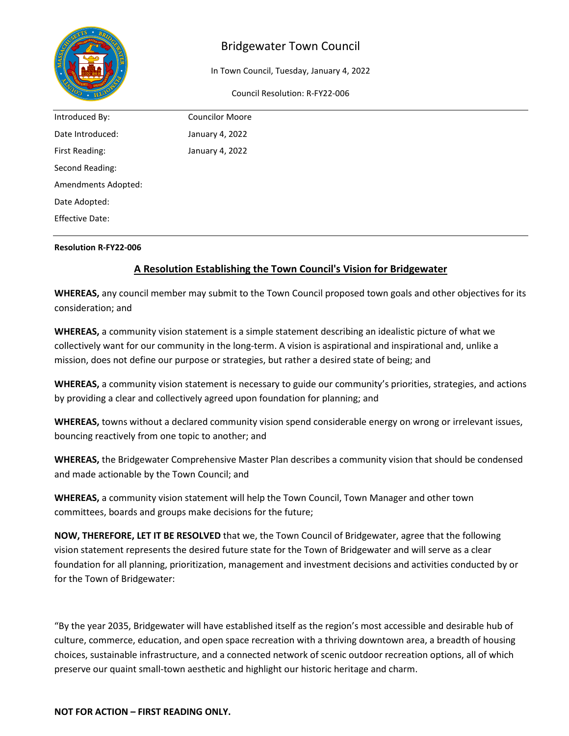# Bridgewater Town Council

In Town Council, Tuesday, January 4, 2022

Council Resolution: R-FY22-006

| | |
|---|---|
| Introduced By: | Councilor Moore |
| Date Introduced: | January 4, 2022 |
| First Reading: | January 4, 2022 |
| Second Reading: | |
| Amendments Adopted: | |
| Date Adopted: | |
| Effective Date: | |

**Resolution R-FY22-006**

## A Resolution Establishing the Town Council's Vision for Bridgewater

**WHEREAS,** any council member may submit to the Town Council proposed town goals and other objectives for its consideration; and

**WHEREAS,** a community vision statement is a simple statement describing an idealistic picture of what we collectively want for our community in the long-term. A vision is aspirational and inspirational and, unlike a mission, does not define our purpose or strategies, but rather a desired state of being; and

**WHEREAS,** a community vision statement is necessary to guide our community's priorities, strategies, and actions by providing a clear and collectively agreed upon foundation for planning; and

**WHEREAS,** towns without a declared community vision spend considerable energy on wrong or irrelevant issues, bouncing reactively from one topic to another; and

**WHEREAS,** the Bridgewater Comprehensive Master Plan describes a community vision that should be condensed and made actionable by the Town Council; and

**WHEREAS,** a community vision statement will help the Town Council, Town Manager and other town committees, boards and groups make decisions for the future;

**NOW, THEREFORE, LET IT BE RESOLVED** that we, the Town Council of Bridgewater, agree that the following vision statement represents the desired future state for the Town of Bridgewater and will serve as a clear foundation for all planning, prioritization, management and investment decisions and activities conducted by or for the Town of Bridgewater:

"By the year 2035, Bridgewater will have established itself as the region's most accessible and desirable hub of culture, commerce, education, and open space recreation with a thriving downtown area, a breadth of housing choices, sustainable infrastructure, and a connected network of scenic outdoor recreation options, all of which preserve our quaint small-town aesthetic and highlight our historic heritage and charm.

**NOT FOR ACTION – FIRST READING ONLY.**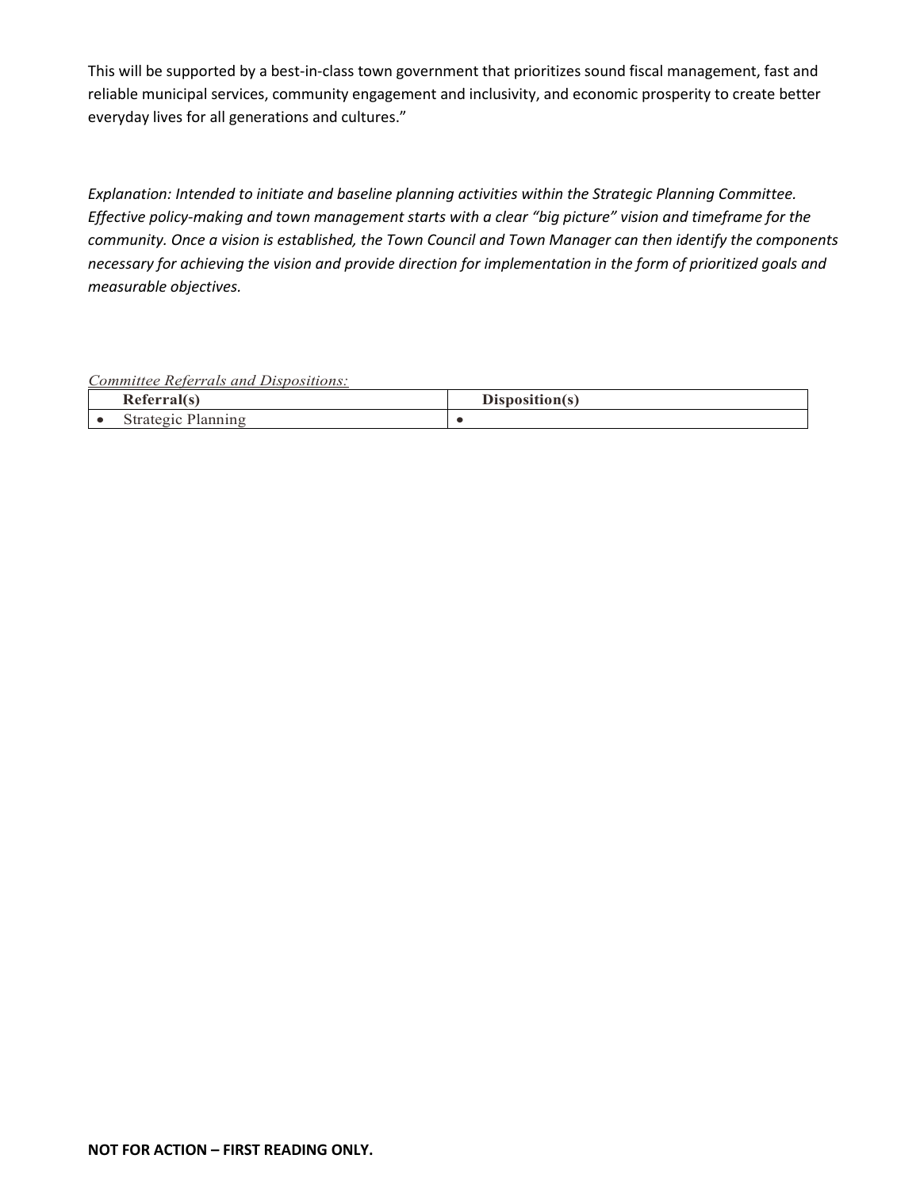This will be supported by a best-in-class town government that prioritizes sound fiscal management, fast and reliable municipal services, community engagement and inclusivity, and economic prosperity to create better everyday lives for all generations and cultures."

*Explanation: Intended to initiate and baseline planning activities within the Strategic Planning Committee. Effective policy-making and town management starts with a clear "big picture" vision and timeframe for the community. Once a vision is established, the Town Council and Town Manager can then identify the components necessary for achieving the vision and provide direction for implementation in the form of prioritized goals and measurable objectives.*

*Committee Referrals and Dispositions:*

| Referral(s) | Disposition(s) |
|---|---|
| • Strategic Planning | • |

**NOT FOR ACTION – FIRST READING ONLY.**